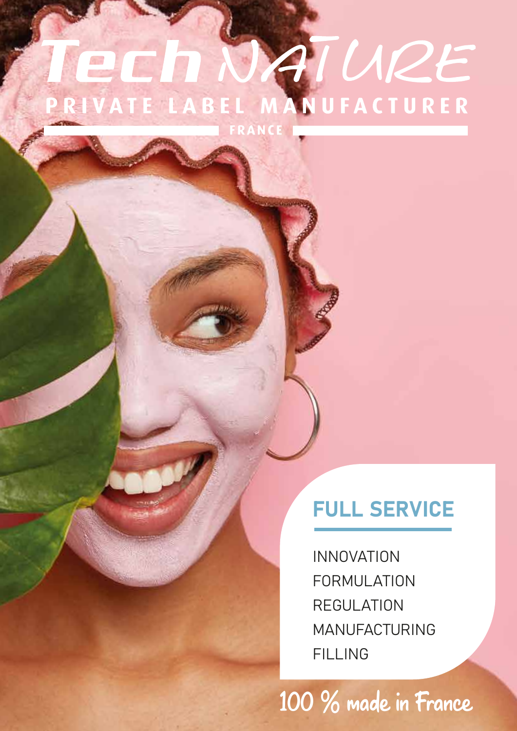# Tech NATURE

## PRIVATE LABEL MANUFACTURER

FRANCE

## FULL SERVICE

INNOVATION
FORMULATION
REGULATION
MANUFACTURING
FILLING

100 % made in France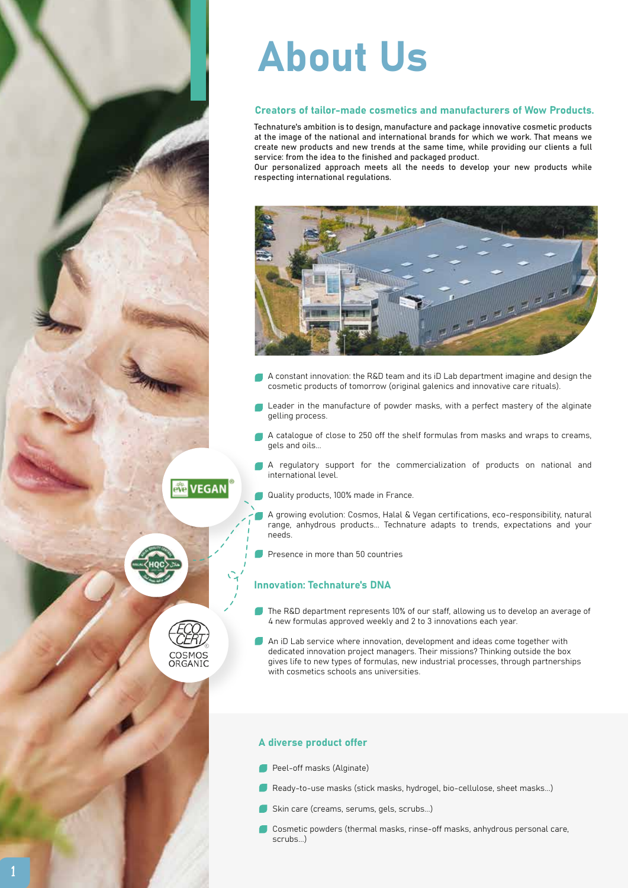# About Us

### Creators of tailor-made cosmetics and manufacturers of Wow Products.

Technature's ambition is to design, manufacture and package innovative cosmetic products at the image of the national and international brands for which we work. That means we create new products and new trends at the same time, while providing our clients a full service: from the idea to the finished and packaged product.
Our personalized approach meets all the needs to develop your new products while respecting international regulations.

- A constant innovation: the R&D team and its iD Lab department imagine and design the cosmetic products of tomorrow (original galenics and innovative care rituals).
- Leader in the manufacture of powder masks, with a perfect mastery of the alginate gelling process.
- A catalogue of close to 250 off the shelf formulas from masks and wraps to creams, gels and oils...
- A regulatory support for the commercialization of products on national and international level.
- Quality products, 100% made in France.
- A growing evolution: Cosmos, Halal & Vegan certifications, eco-responsibility, natural range, anhydrous products... Technature adapts to trends, expectations and your needs.
- Presence in more than 50 countries

### Innovation: Technature's DNA

- The R&D department represents 10% of our staff, allowing us to develop an average of 4 new formulas approved weekly and 2 to 3 innovations each year.
- An iD Lab service where innovation, development and ideas come together with dedicated innovation project managers. Their missions? Thinking outside the box gives life to new types of formulas, new industrial processes, through partnerships with cosmetics schools ans universities.

### A diverse product offer

- Peel-off masks (Alginate)
- Ready-to-use masks (stick masks, hydrogel, bio-cellulose, sheet masks...)
- Skin care (creams, serums, gels, scrubs...)
- Cosmetic powders (thermal masks, rinse-off masks, anhydrous personal care, scrubs...)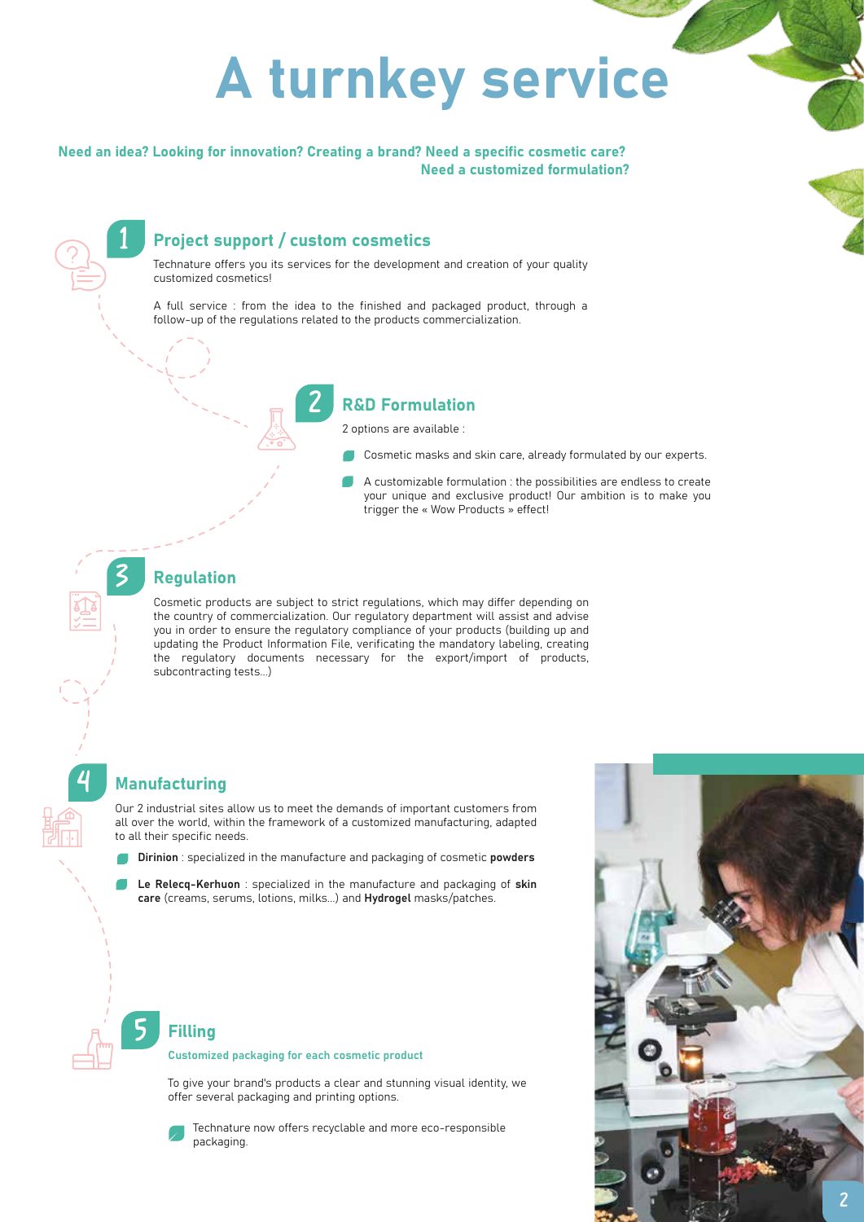# A turnkey service

**Need an idea? Looking for innovation? Creating a brand? Need a specific cosmetic care? Need a customized formulation?**

## 1 Project support / custom cosmetics

Technature offers you its services for the development and creation of your quality customized cosmetics!

A full service : from the idea to the finished and packaged product, through a follow-up of the regulations related to the products commercialization.

## 2 R&D Formulation

2 options are available :

- Cosmetic masks and skin care, already formulated by our experts.
- A customizable formulation : the possibilities are endless to create your unique and exclusive product! Our ambition is to make you trigger the « Wow Products » effect!

## 3 Regulation

Cosmetic products are subject to strict regulations, which may differ depending on the country of commercialization. Our regulatory department will assist and advise you in order to ensure the regulatory compliance of your products (building up and updating the Product Information File, verificating the mandatory labeling, creating the regulatory documents necessary for the export/import of products, subcontracting tests...)

## 4 Manufacturing

Our 2 industrial sites allow us to meet the demands of important customers from all over the world, within the framework of a customized manufacturing, adapted to all their specific needs.

- **Dirinion** : specialized in the manufacture and packaging of cosmetic **powders**
- **Le Relecq-Kerhuon** : specialized in the manufacture and packaging of **skin care** (creams, serums, lotions, milks...) and **Hydrogel** masks/patches.

## 5 Filling

**Customized packaging for each cosmetic product**

To give your brand's products a clear and stunning visual identity, we offer several packaging and printing options.

- Technature now offers recyclable and more eco-responsible packaging.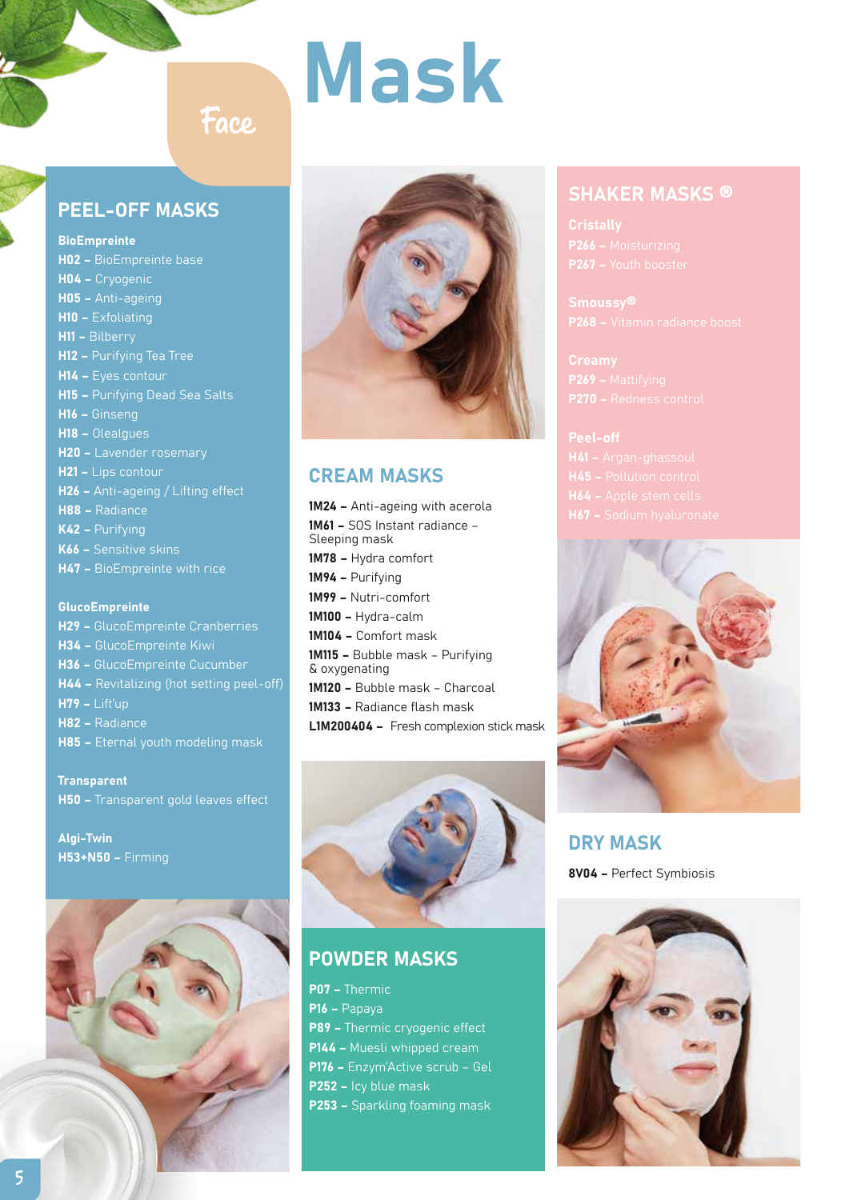# Mask

Face

## PEEL-OFF MASKS

**BioEmpreinte**

- **H02 –** BioEmpreinte base
- **H04 –** Cryogenic
- **H05 –** Anti-ageing
- **H10 –** Exfoliating
- **H11 –** Bilberry
- **H12 –** Purifying Tea Tree
- **H14 –** Eyes contour
- **H15 –** Purifying Dead Sea Salts
- **H16 –** Ginseng
- **H18 –** Olealgues
- **H20 –** Lavender rosemary
- **H21 –** Lips contour
- **H26 –** Anti-ageing / Lifting effect
- **H88 –** Radiance
- **K42 –** Purifying
- **K66 –** Sensitive skins
- **H47 –** BioEmpreinte with rice

**GlucoEmpreinte**

- **H29 –** GlucoEmpreinte Cranberries
- **H34 –** GlucoEmpreinte Kiwi
- **H36 –** GlucoEmpreinte Cucumber
- **H44 –** Revitalizing (hot setting peel-off)
- **H79 –** Lift'up
- **H82 –** Radiance
- **H85 –** Eternal youth modeling mask

**Transparent**

- **H50 –** Transparent gold leaves effect

**Algi-Twin**

- **H53+N50 –** Firming

## CREAM MASKS

- **1M24 –** Anti-ageing with acerola
- **1M61 –** SOS Instant radiance – Sleeping mask
- **1M78 –** Hydra comfort
- **1M94 –** Purifying
- **1M99 –** Nutri-comfort
- **1M100 –** Hydra-calm
- **1M104 –** Comfort mask
- **1M115 –** Bubble mask – Purifying & oxygenating
- **1M120 –** Bubble mask – Charcoal
- **1M133 –** Radiance flash mask
- **L1M200404 –** Fresh complexion stick mask

## POWDER MASKS

- **P07 –** Thermic
- **P16 –** Papaya
- **P89 –** Thermic cryogenic effect
- **P144 –** Muesli whipped cream
- **P176 –** Enzym'Active scrub – Gel
- **P252 –** Icy blue mask
- **P253 –** Sparkling foaming mask

## SHAKER MASKS ®

**Cristally**

- **P266 –** Moisturizing
- **P267 –** Youth booster

**Smoussy®**

- **P268 –** Vitamin radiance boost

**Creamy**

- **P269 –** Mattifying
- **P270 –** Redness control

**Peel-off**

- **H41 –** Argan-ghassoul
- **H45 –** Pollution control
- **H64 –** Apple stem cells
- **H67 –** Sodium hyaluronate

## DRY MASK

- **8V04 –** Perfect Symbiosis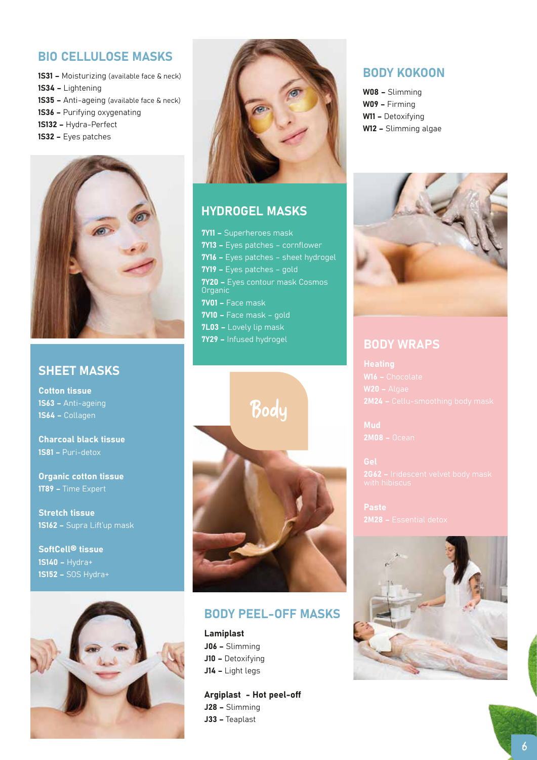## BIO CELLULOSE MASKS

**1S31 –** Moisturizing (available face & neck)
**1S34 –** Lightening
**1S35 –** Anti-ageing (available face & neck)
**1S36 –** Purifying oxygenating
**1S132 –** Hydra-Perfect
**1S32 –** Eyes patches

## SHEET MASKS

**Cotton tissue**
**1S63 –** Anti-ageing
**1S64 –** Collagen

**Charcoal black tissue**
**1S81 –** Puri-detox

**Organic cotton tissue**
**1T89 –** Time Expert

**Stretch tissue**
**1S162 –** Supra Lift'up mask

**SoftCell® tissue**
**1S140 –** Hydra+
**1S152 –** SOS Hydra+

## HYDROGEL MASKS

**7Y11 –** Superheroes mask
**7Y13 –** Eyes patches - cornflower
**7Y16 –** Eyes patches - sheet hydrogel
**7Y19 –** Eyes patches - gold
**7Y20 –** Eyes contour mask Cosmos Organic
**7V01 –** Face mask
**7V10 –** Face mask - gold
**7L03 –** Lovely lip mask
**7Y29 –** Infused hydrogel

# Body

## BODY PEEL-OFF MASKS

**Lamiplast**
**J06 –** Slimming
**J10 –** Detoxifying
**J14 –** Light legs

**Argiplast - Hot peel-off**
**J28 –** Slimming
**J33 –** Teaplast

## BODY KOKOON

**W08 –** Slimming
**W09 –** Firming
**W11 –** Detoxifying
**W12 –** Slimming algae

## BODY WRAPS

**Heating**
**W16 –** Chocolate
**W20 –** Algae
**2M24 –** Cellu-smoothing body mask

**Mud**
**2M08 –** Ocean

**Gel**
**2G62 –** Iridescent velvet body mask with hibiscus

**Paste**
**2M28 –** Essential detox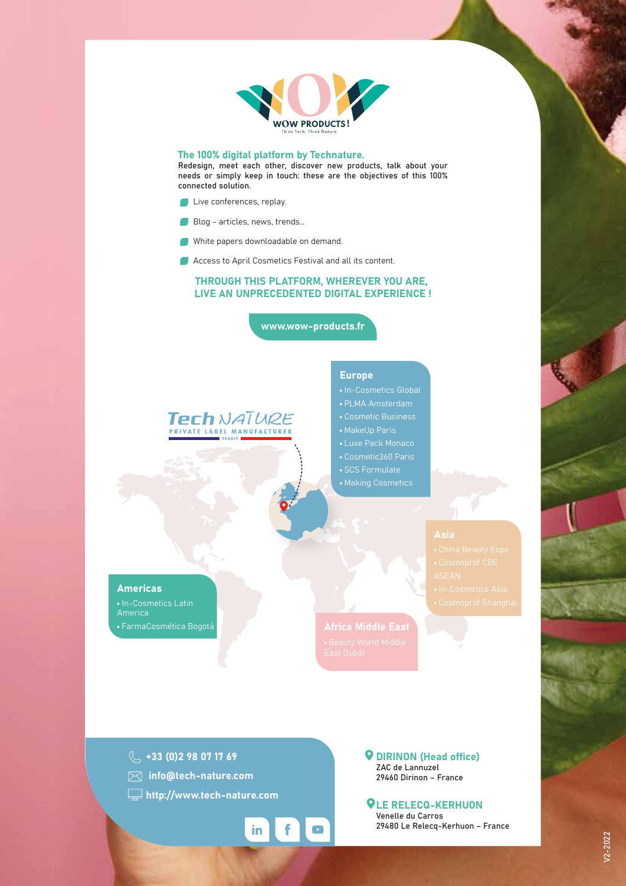# WOW PRODUCTS!

Think Tech, Think Nature

## The 100% digital platform by Technature.

Redesign, meet each other, discover new products, talk about your needs or simply keep in touch: these are the objectives of this 100% connected solution.

- Live conferences, replay.
- Blog - articles, news, trends...
- White papers downloadable on demand.
- Access to April Cosmetics Festival and all its content.

**THROUGH THIS PLATFORM, WHEREVER YOU ARE, LIVE AN UNPRECEDENTED DIGITAL EXPERIENCE !**

www.wow-products.fr

Tech NATURE
PRIVATE LABEL MANUFACTURER
FRANCE

### Europe

- In-Cosmetics Global
- PLMA Amsterdam
- Cosmetic Business
- MakeUp Paris
- Luxe Pack Monaco
- Cosmetic360 Paris
- SCS Formulate
- Making Cosmetics

### Asia

- China Beauty Expo
- Cosmoprof CBE ASEAN
- In-Cosmetics Asia
- Cosmoprof Shanghai

### Americas

- In-Cosmetics Latin America
- FarmaCosmética Bogotá

### Africa Middle East

- Beauty World Middle East Dubai

+33 (0)2 98 07 17 69
info@tech-nature.com
http://www.tech-nature.com

**DIRINON (Head office)**
ZAC de Lannuzel
29460 Dirinon – France

**LE RELECQ-KERHUON**
Venelle du Carros
29480 Le Relecq-Kerhuon – France

V2-2022